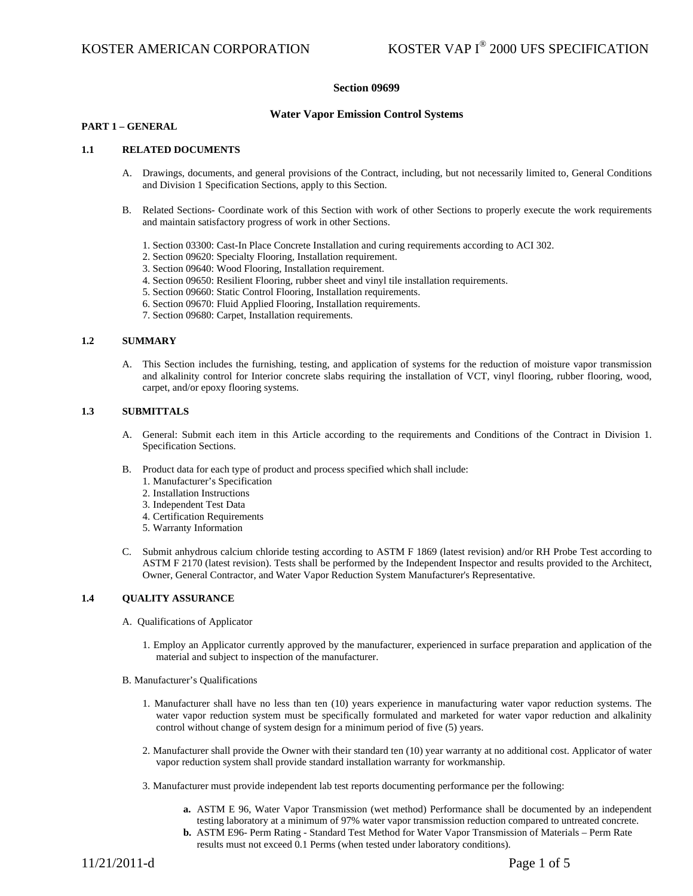## Section 09699

## Water Vapor Emission Control Systems

### PART 1 – GENERAL

### 1.1 RELATED DOCUMENTS

A. Drawings, documents, and general provisions of the Contract, including, but not necessarily limited to, General Conditions and Division 1 Specification Sections, apply to this Section.

B. Related Sections- Coordinate work of this Section with work of other Sections to properly execute the work requirements and maintain satisfactory progress of work in other Sections.

1. Section 03300: Cast-In Place Concrete Installation and curing requirements according to ACI 302.
2. Section 09620: Specialty Flooring, Installation requirement.
3. Section 09640: Wood Flooring, Installation requirement.
4. Section 09650: Resilient Flooring, rubber sheet and vinyl tile installation requirements.
5. Section 09660: Static Control Flooring, Installation requirements.
6. Section 09670: Fluid Applied Flooring, Installation requirements.
7. Section 09680: Carpet, Installation requirements.

### 1.2 SUMMARY

A. This Section includes the furnishing, testing, and application of systems for the reduction of moisture vapor transmission and alkalinity control for Interior concrete slabs requiring the installation of VCT, vinyl flooring, rubber flooring, wood, carpet, and/or epoxy flooring systems.

### 1.3 SUBMITTALS

A. General: Submit each item in this Article according to the requirements and Conditions of the Contract in Division 1. Specification Sections.

B. Product data for each type of product and process specified which shall include:
1. Manufacturer's Specification
2. Installation Instructions
3. Independent Test Data
4. Certification Requirements
5. Warranty Information

C. Submit anhydrous calcium chloride testing according to ASTM F 1869 (latest revision) and/or RH Probe Test according to ASTM F 2170 (latest revision). Tests shall be performed by the Independent Inspector and results provided to the Architect, Owner, General Contractor, and Water Vapor Reduction System Manufacturer's Representative.

### 1.4 QUALITY ASSURANCE

A. Qualifications of Applicator

1. Employ an Applicator currently approved by the manufacturer, experienced in surface preparation and application of the material and subject to inspection of the manufacturer.

B. Manufacturer's Qualifications

1. Manufacturer shall have no less than ten (10) years experience in manufacturing water vapor reduction systems. The water vapor reduction system must be specifically formulated and marketed for water vapor reduction and alkalinity control without change of system design for a minimum period of five (5) years.

2. Manufacturer shall provide the Owner with their standard ten (10) year warranty at no additional cost. Applicator of water vapor reduction system shall provide standard installation warranty for workmanship.

3. Manufacturer must provide independent lab test reports documenting performance per the following:

   **a.** ASTM E 96, Water Vapor Transmission (wet method) Performance shall be documented by an independent testing laboratory at a minimum of 97% water vapor transmission reduction compared to untreated concrete.

   **b.** ASTM E96- Perm Rating - Standard Test Method for Water Vapor Transmission of Materials – Perm Rate results must not exceed 0.1 Perms (when tested under laboratory conditions).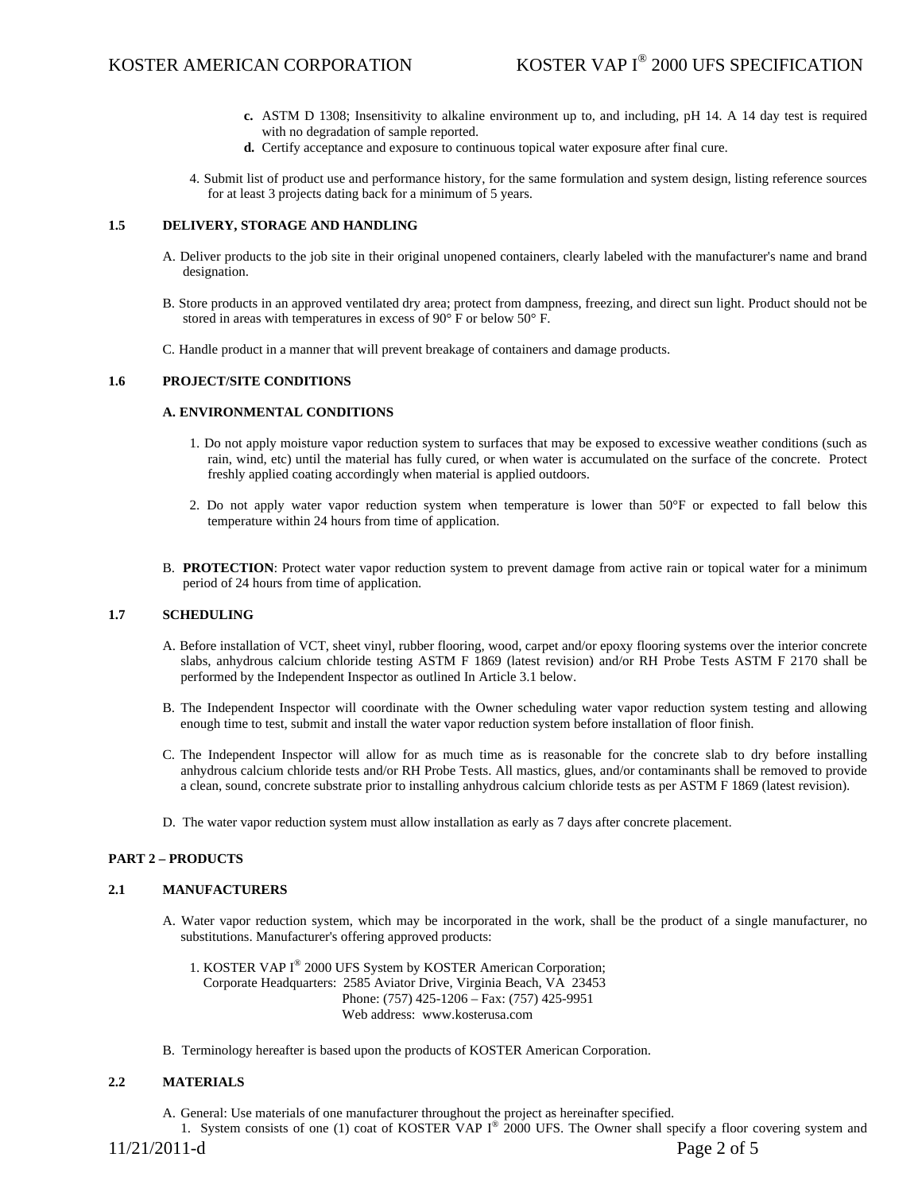c. ASTM D 1308; Insensitivity to alkaline environment up to, and including, pH 14. A 14 day test is required with no degradation of sample reported.

d. Certify acceptance and exposure to continuous topical water exposure after final cure.

4. Submit list of product use and performance history, for the same formulation and system design, listing reference sources for at least 3 projects dating back for a minimum of 5 years.

### 1.5 DELIVERY, STORAGE AND HANDLING

A. Deliver products to the job site in their original unopened containers, clearly labeled with the manufacturer's name and brand designation.

B. Store products in an approved ventilated dry area; protect from dampness, freezing, and direct sun light. Product should not be stored in areas with temperatures in excess of 90° F or below 50° F.

C. Handle product in a manner that will prevent breakage of containers and damage products.

### 1.6 PROJECT/SITE CONDITIONS

**A. ENVIRONMENTAL CONDITIONS**

1. Do not apply moisture vapor reduction system to surfaces that may be exposed to excessive weather conditions (such as rain, wind, etc) until the material has fully cured, or when water is accumulated on the surface of the concrete. Protect freshly applied coating accordingly when material is applied outdoors.

2. Do not apply water vapor reduction system when temperature is lower than 50°F or expected to fall below this temperature within 24 hours from time of application.

B. **PROTECTION**: Protect water vapor reduction system to prevent damage from active rain or topical water for a minimum period of 24 hours from time of application.

### 1.7 SCHEDULING

A. Before installation of VCT, sheet vinyl, rubber flooring, wood, carpet and/or epoxy flooring systems over the interior concrete slabs, anhydrous calcium chloride testing ASTM F 1869 (latest revision) and/or RH Probe Tests ASTM F 2170 shall be performed by the Independent Inspector as outlined In Article 3.1 below.

B. The Independent Inspector will coordinate with the Owner scheduling water vapor reduction system testing and allowing enough time to test, submit and install the water vapor reduction system before installation of floor finish.

C. The Independent Inspector will allow for as much time as is reasonable for the concrete slab to dry before installing anhydrous calcium chloride tests and/or RH Probe Tests. All mastics, glues, and/or contaminants shall be removed to provide a clean, sound, concrete substrate prior to installing anhydrous calcium chloride tests as per ASTM F 1869 (latest revision).

D. The water vapor reduction system must allow installation as early as 7 days after concrete placement.

## PART 2 – PRODUCTS

### 2.1 MANUFACTURERS

A. Water vapor reduction system, which may be incorporated in the work, shall be the product of a single manufacturer, no substitutions. Manufacturer's offering approved products:

1. KOSTER VAP I® 2000 UFS System by KOSTER American Corporation;
   Corporate Headquarters: 2585 Aviator Drive, Virginia Beach, VA 23453
   Phone: (757) 425-1206 – Fax: (757) 425-9951
   Web address: www.kosterusa.com

B. Terminology hereafter is based upon the products of KOSTER American Corporation.

### 2.2 MATERIALS

A. General: Use materials of one manufacturer throughout the project as hereinafter specified.

1. System consists of one (1) coat of KOSTER VAP I® 2000 UFS. The Owner shall specify a floor covering system and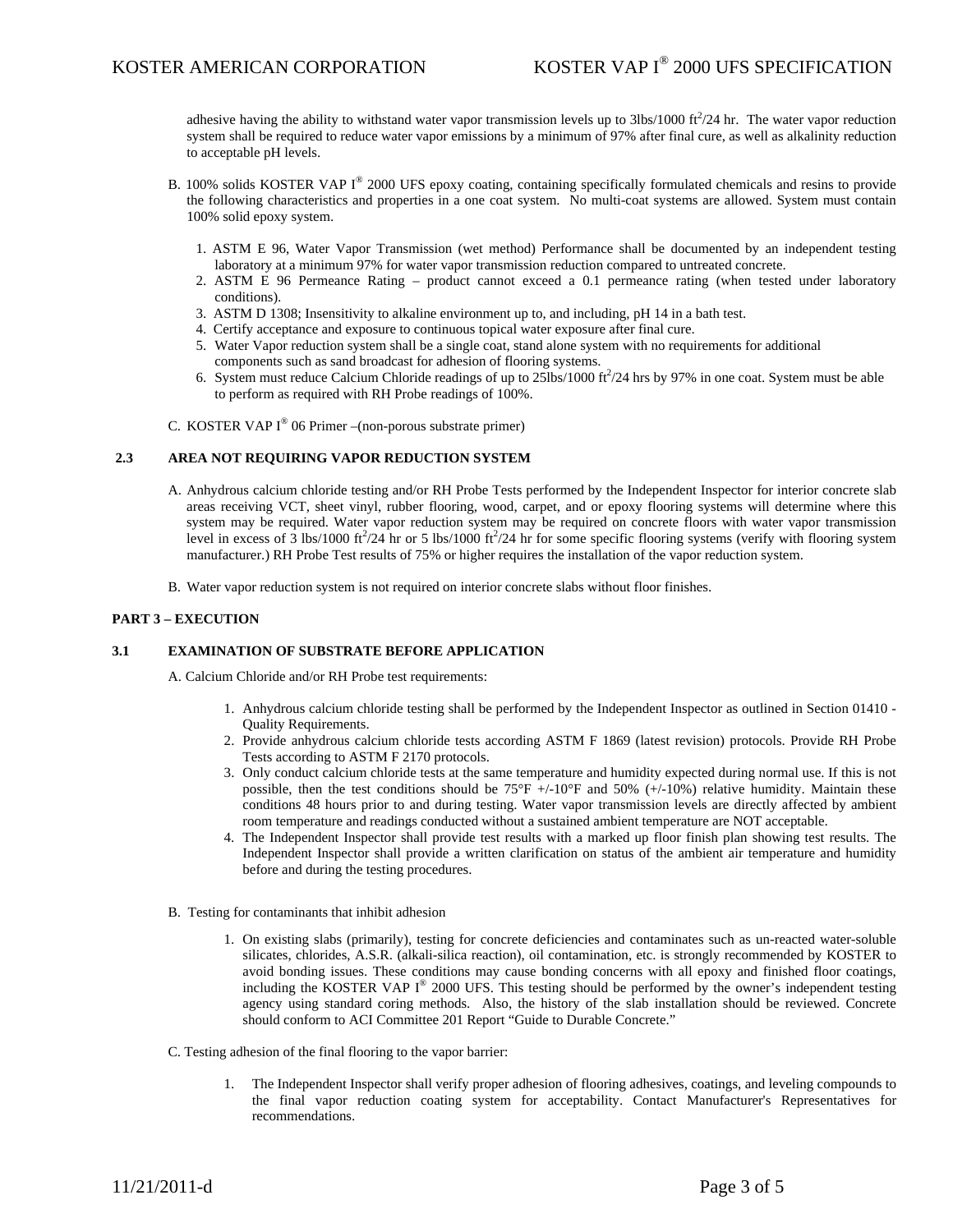adhesive having the ability to withstand water vapor transmission levels up to 3lbs/1000 $ft^2$/24 hr. The water vapor reduction system shall be required to reduce water vapor emissions by a minimum of 97% after final cure, as well as alkalinity reduction to acceptable pH levels.

B. 100% solids KOSTER VAP I® 2000 UFS epoxy coating, containing specifically formulated chemicals and resins to provide the following characteristics and properties in a one coat system. No multi-coat systems are allowed. System must contain 100% solid epoxy system.

1. ASTM E 96, Water Vapor Transmission (wet method) Performance shall be documented by an independent testing laboratory at a minimum 97% for water vapor transmission reduction compared to untreated concrete.
2. ASTM E 96 Permeance Rating – product cannot exceed a 0.1 permeance rating (when tested under laboratory conditions).
3. ASTM D 1308; Insensitivity to alkaline environment up to, and including, pH 14 in a bath test.
4. Certify acceptance and exposure to continuous topical water exposure after final cure.
5. Water Vapor reduction system shall be a single coat, stand alone system with no requirements for additional components such as sand broadcast for adhesion of flooring systems.
6. System must reduce Calcium Chloride readings of up to 25lbs/1000 $ft^2$/24 hrs by 97% in one coat. System must be able to perform as required with RH Probe readings of 100%.

C. KOSTER VAP I® 06 Primer –(non-porous substrate primer)

### 2.3 AREA NOT REQUIRING VAPOR REDUCTION SYSTEM

A. Anhydrous calcium chloride testing and/or RH Probe Tests performed by the Independent Inspector for interior concrete slab areas receiving VCT, sheet vinyl, rubber flooring, wood, carpet, and or epoxy flooring systems will determine where this system may be required. Water vapor reduction system may be required on concrete floors with water vapor transmission level in excess of 3 lbs/1000 $ft^2$/24 hr or 5 lbs/1000 $ft^2$/24 hr for some specific flooring systems (verify with flooring system manufacturer.) RH Probe Test results of 75% or higher requires the installation of the vapor reduction system.

B. Water vapor reduction system is not required on interior concrete slabs without floor finishes.

## PART 3 – EXECUTION

### 3.1 EXAMINATION OF SUBSTRATE BEFORE APPLICATION

A. Calcium Chloride and/or RH Probe test requirements:

1. Anhydrous calcium chloride testing shall be performed by the Independent Inspector as outlined in Section 01410 - Quality Requirements.
2. Provide anhydrous calcium chloride tests according ASTM F 1869 (latest revision) protocols. Provide RH Probe Tests according to ASTM F 2170 protocols.
3. Only conduct calcium chloride tests at the same temperature and humidity expected during normal use. If this is not possible, then the test conditions should be 75°F +/-10°F and 50% (+/-10%) relative humidity. Maintain these conditions 48 hours prior to and during testing. Water vapor transmission levels are directly affected by ambient room temperature and readings conducted without a sustained ambient temperature are NOT acceptable.
4. The Independent Inspector shall provide test results with a marked up floor finish plan showing test results. The Independent Inspector shall provide a written clarification on status of the ambient air temperature and humidity before and during the testing procedures.

B. Testing for contaminants that inhibit adhesion

1. On existing slabs (primarily), testing for concrete deficiencies and contaminates such as un-reacted water-soluble silicates, chlorides, A.S.R. (alkali-silica reaction), oil contamination, etc. is strongly recommended by KOSTER to avoid bonding issues. These conditions may cause bonding concerns with all epoxy and finished floor coatings, including the KOSTER VAP I® 2000 UFS. This testing should be performed by the owner's independent testing agency using standard coring methods. Also, the history of the slab installation should be reviewed. Concrete should conform to ACI Committee 201 Report "Guide to Durable Concrete."

C. Testing adhesion of the final flooring to the vapor barrier:

1. The Independent Inspector shall verify proper adhesion of flooring adhesives, coatings, and leveling compounds to the final vapor reduction coating system for acceptability. Contact Manufacturer's Representatives for recommendations.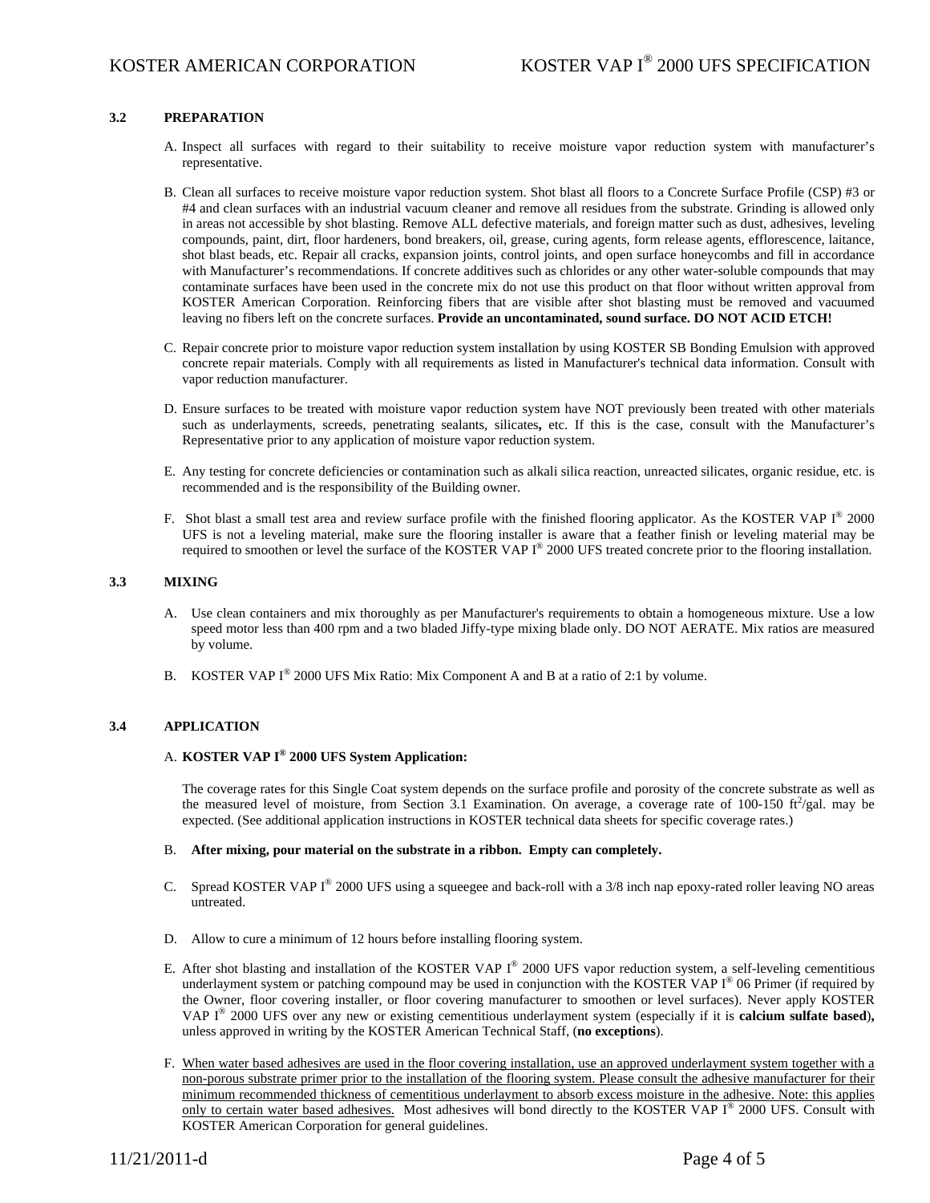### 3.2 PREPARATION

A. Inspect all surfaces with regard to their suitability to receive moisture vapor reduction system with manufacturer's representative.

B. Clean all surfaces to receive moisture vapor reduction system. Shot blast all floors to a Concrete Surface Profile (CSP) #3 or #4 and clean surfaces with an industrial vacuum cleaner and remove all residues from the substrate. Grinding is allowed only in areas not accessible by shot blasting. Remove ALL defective materials, and foreign matter such as dust, adhesives, leveling compounds, paint, dirt, floor hardeners, bond breakers, oil, grease, curing agents, form release agents, efflorescence, laitance, shot blast beads, etc. Repair all cracks, expansion joints, control joints, and open surface honeycombs and fill in accordance with Manufacturer's recommendations. If concrete additives such as chlorides or any other water-soluble compounds that may contaminate surfaces have been used in the concrete mix do not use this product on that floor without written approval from KOSTER American Corporation. Reinforcing fibers that are visible after shot blasting must be removed and vacuumed leaving no fibers left on the concrete surfaces. **Provide an uncontaminated, sound surface. DO NOT ACID ETCH!**

C. Repair concrete prior to moisture vapor reduction system installation by using KOSTER SB Bonding Emulsion with approved concrete repair materials. Comply with all requirements as listed in Manufacturer's technical data information. Consult with vapor reduction manufacturer.

D. Ensure surfaces to be treated with moisture vapor reduction system have NOT previously been treated with other materials such as underlayments, screeds, penetrating sealants, silicates**,** etc. If this is the case, consult with the Manufacturer's Representative prior to any application of moisture vapor reduction system.

E. Any testing for concrete deficiencies or contamination such as alkali silica reaction, unreacted silicates, organic residue, etc. is recommended and is the responsibility of the Building owner.

F. Shot blast a small test area and review surface profile with the finished flooring applicator. As the KOSTER VAP I® 2000 UFS is not a leveling material, make sure the flooring installer is aware that a feather finish or leveling material may be required to smoothen or level the surface of the KOSTER VAP I® 2000 UFS treated concrete prior to the flooring installation.

### 3.3 MIXING

A. Use clean containers and mix thoroughly as per Manufacturer's requirements to obtain a homogeneous mixture. Use a low speed motor less than 400 rpm and a two bladed Jiffy-type mixing blade only. DO NOT AERATE. Mix ratios are measured by volume.

B. KOSTER VAP I® 2000 UFS Mix Ratio: Mix Component A and B at a ratio of 2:1 by volume.

### 3.4 APPLICATION

A. **KOSTER VAP I® 2000 UFS System Application:**

The coverage rates for this Single Coat system depends on the surface profile and porosity of the concrete substrate as well as the measured level of moisture, from Section 3.1 Examination. On average, a coverage rate of 100-150 $ft^2$/gal. may be expected. (See additional application instructions in KOSTER technical data sheets for specific coverage rates.)

B. **After mixing, pour material on the substrate in a ribbon. Empty can completely.**

C. Spread KOSTER VAP I® 2000 UFS using a squeegee and back-roll with a 3/8 inch nap epoxy-rated roller leaving NO areas untreated.

D. Allow to cure a minimum of 12 hours before installing flooring system.

E. After shot blasting and installation of the KOSTER VAP I® 2000 UFS vapor reduction system, a self-leveling cementitious underlayment system or patching compound may be used in conjunction with the KOSTER VAP I® 06 Primer (if required by the Owner, floor covering installer, or floor covering manufacturer to smoothen or level surfaces). Never apply KOSTER VAP I® 2000 UFS over any new or existing cementitious underlayment system (especially if it is **calcium sulfate based**), unless approved in writing by the KOSTER American Technical Staff, (**no exceptions**).

F. When water based adhesives are used in the floor covering installation, use an approved underlayment system together with a non-porous substrate primer prior to the installation of the flooring system. Please consult the adhesive manufacturer for their minimum recommended thickness of cementitious underlayment to absorb excess moisture in the adhesive. Note: this applies only to certain water based adhesives. Most adhesives will bond directly to the KOSTER VAP I® 2000 UFS. Consult with KOSTER American Corporation for general guidelines.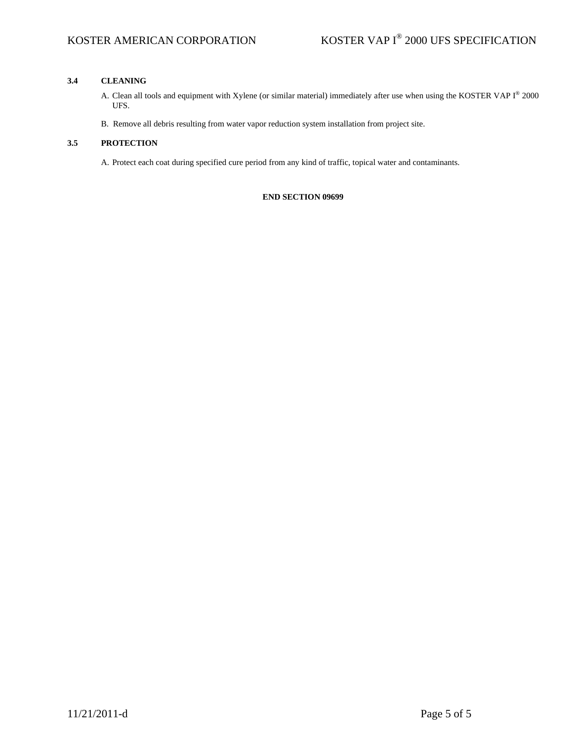### 3.4 CLEANING

A. Clean all tools and equipment with Xylene (or similar material) immediately after use when using the KOSTER VAP I® 2000 UFS.

B. Remove all debris resulting from water vapor reduction system installation from project site.

### 3.5 PROTECTION

A. Protect each coat during specified cure period from any kind of traffic, topical water and contaminants.

**END SECTION 09699**